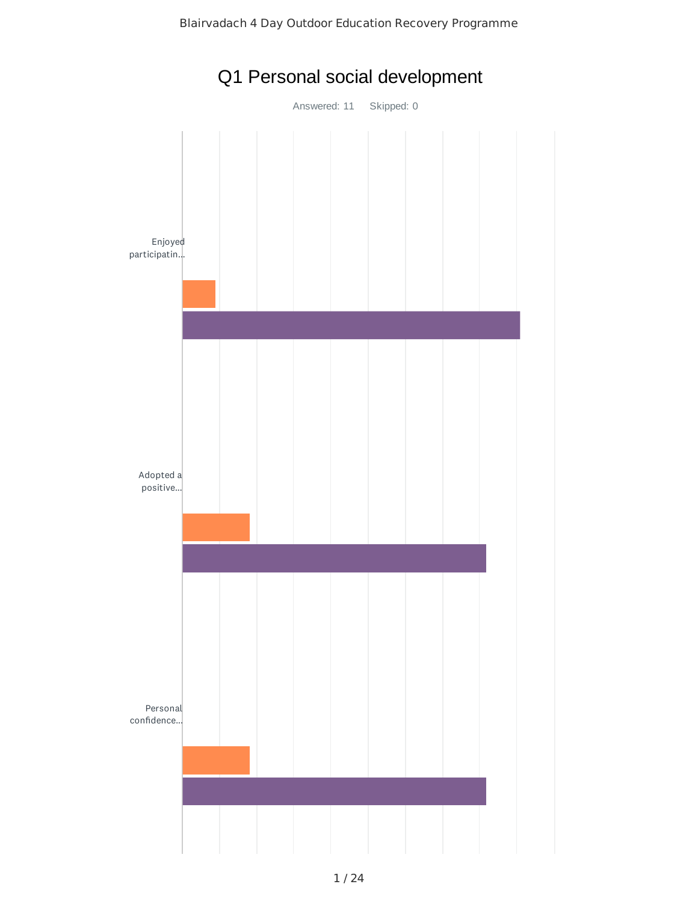# Q1 Personal social development

Answered: 11 Skipped: 0

Enjoyed participatin...

Adopted a positive...

Personal confidence...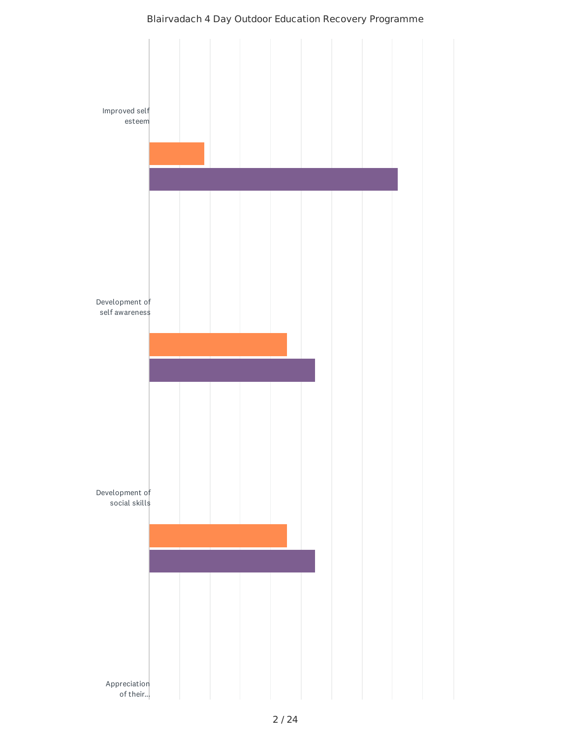Blairvadach 4 Day Outdoor Education Recovery Programme

Improved self esteem

Development of self awareness

Development of social skills

Appreciation of their...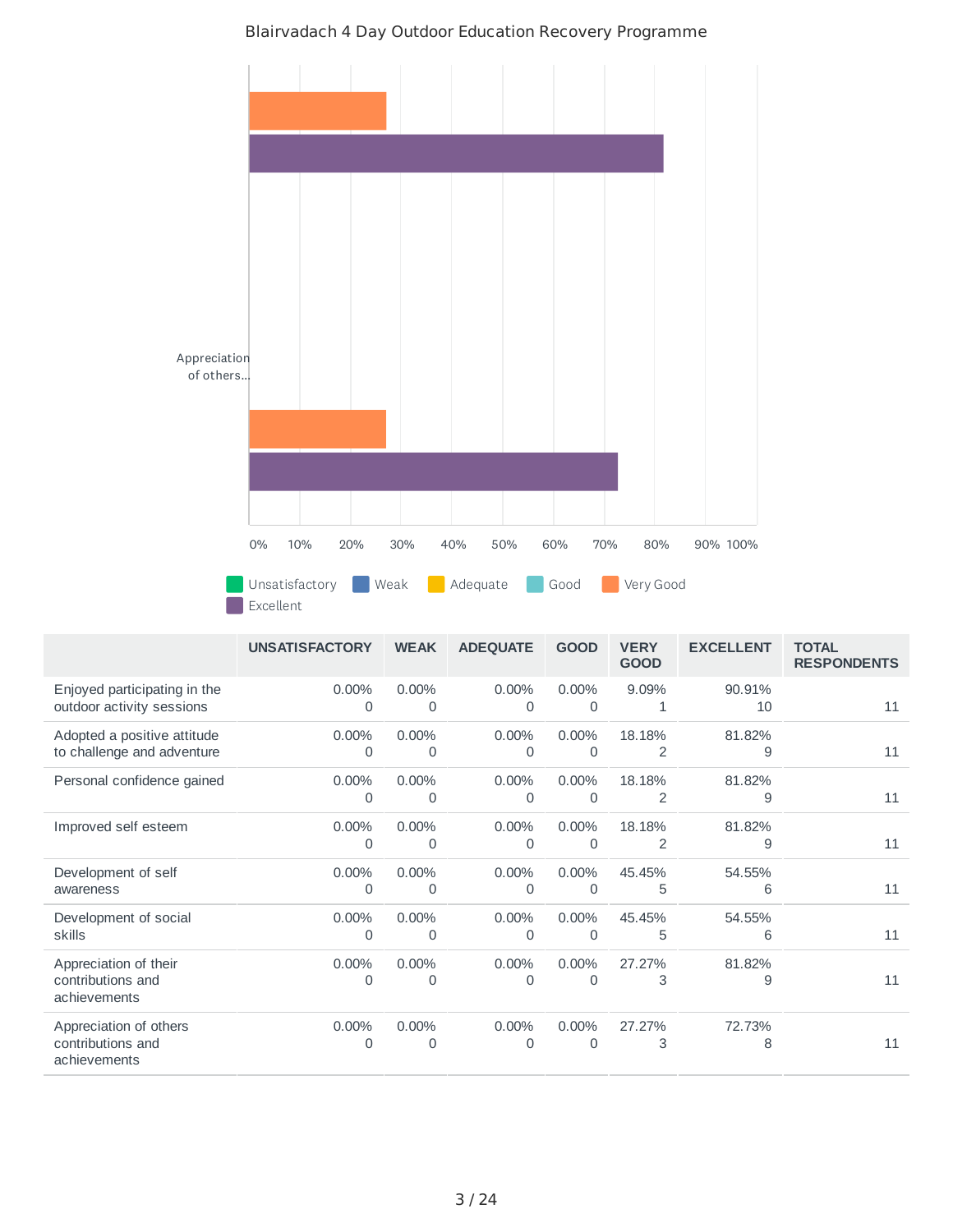Blairvadach 4 Day Outdoor Education Recovery Programme

Appreciation of others...

0% 10% 20% 30% 40% 50% 60% 70% 80% 90% 100%

Unsatisfactory Weak Adequate Good Very Good Excellent

| | UNSATISFACTORY | WEAK | ADEQUATE | GOOD | VERY GOOD | EXCELLENT | TOTAL RESPONDENTS |
|---|---|---|---|---|---|---|---|
| Enjoyed participating in the outdoor activity sessions | 0.00% 0 | 0.00% 0 | 0.00% 0 | 0.00% 0 | 9.09% 1 | 90.91% 10 | 11 |
| Adopted a positive attitude to challenge and adventure | 0.00% 0 | 0.00% 0 | 0.00% 0 | 0.00% 0 | 18.18% 2 | 81.82% 9 | 11 |
| Personal confidence gained | 0.00% 0 | 0.00% 0 | 0.00% 0 | 0.00% 0 | 18.18% 2 | 81.82% 9 | 11 |
| Improved self esteem | 0.00% 0 | 0.00% 0 | 0.00% 0 | 0.00% 0 | 18.18% 2 | 81.82% 9 | 11 |
| Development of self awareness | 0.00% 0 | 0.00% 0 | 0.00% 0 | 0.00% 0 | 45.45% 5 | 54.55% 6 | 11 |
| Development of social skills | 0.00% 0 | 0.00% 0 | 0.00% 0 | 0.00% 0 | 45.45% 5 | 54.55% 6 | 11 |
| Appreciation of their contributions and achievements | 0.00% 0 | 0.00% 0 | 0.00% 0 | 0.00% 0 | 27.27% 3 | 81.82% 9 | 11 |
| Appreciation of others contributions and achievements | 0.00% 0 | 0.00% 0 | 0.00% 0 | 0.00% 0 | 27.27% 3 | 72.73% 8 | 11 |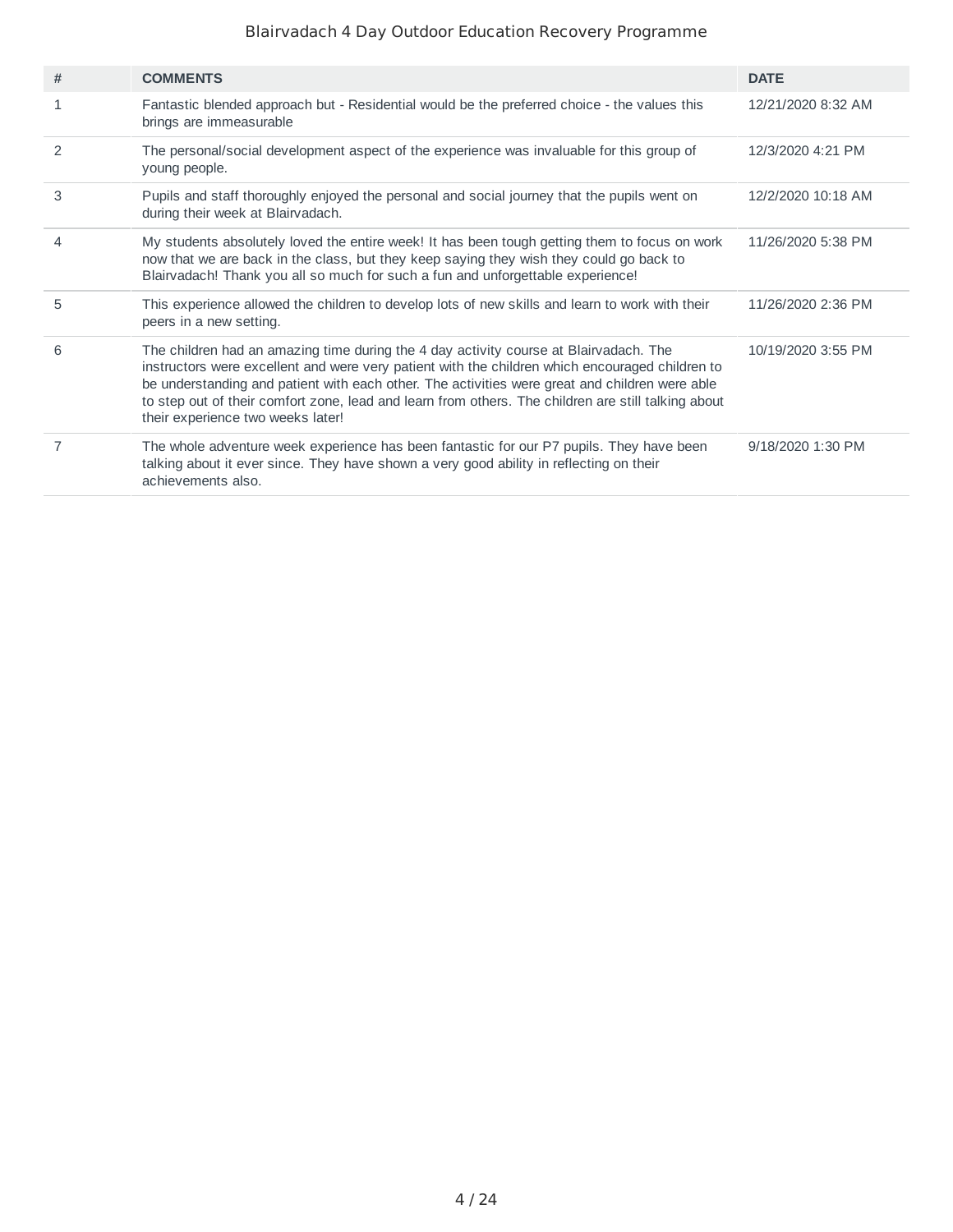Blairvadach 4 Day Outdoor Education Recovery Programme

| # | COMMENTS | DATE |
|---|---|---|
| 1 | Fantastic blended approach but - Residential would be the preferred choice - the values this brings are immeasurable | 12/21/2020 8:32 AM |
| 2 | The personal/social development aspect of the experience was invaluable for this group of young people. | 12/3/2020 4:21 PM |
| 3 | Pupils and staff thoroughly enjoyed the personal and social journey that the pupils went on during their week at Blairvadach. | 12/2/2020 10:18 AM |
| 4 | My students absolutely loved the entire week! It has been tough getting them to focus on work now that we are back in the class, but they keep saying they wish they could go back to Blairvadach! Thank you all so much for such a fun and unforgettable experience! | 11/26/2020 5:38 PM |
| 5 | This experience allowed the children to develop lots of new skills and learn to work with their peers in a new setting. | 11/26/2020 2:36 PM |
| 6 | The children had an amazing time during the 4 day activity course at Blairvadach. The instructors were excellent and were very patient with the children which encouraged children to be understanding and patient with each other. The activities were great and children were able to step out of their comfort zone, lead and learn from others. The children are still talking about their experience two weeks later! | 10/19/2020 3:55 PM |
| 7 | The whole adventure week experience has been fantastic for our P7 pupils. They have been talking about it ever since. They have shown a very good ability in reflecting on their achievements also. | 9/18/2020 1:30 PM |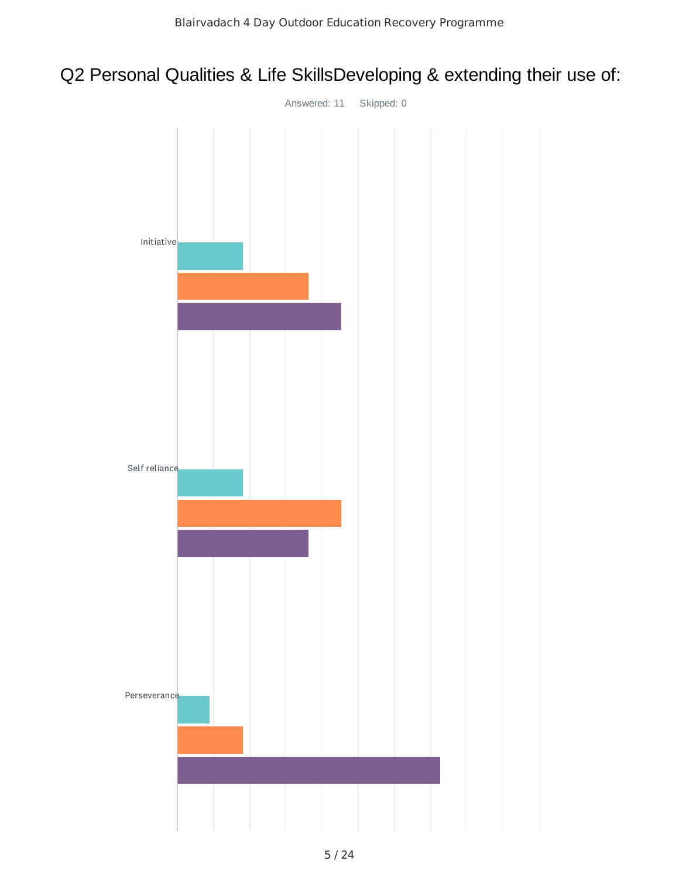# Q2 Personal Qualities & Life SkillsDeveloping & extending their use of:

Answered: 11 Skipped: 0

Initiative

Self reliance

Perseverance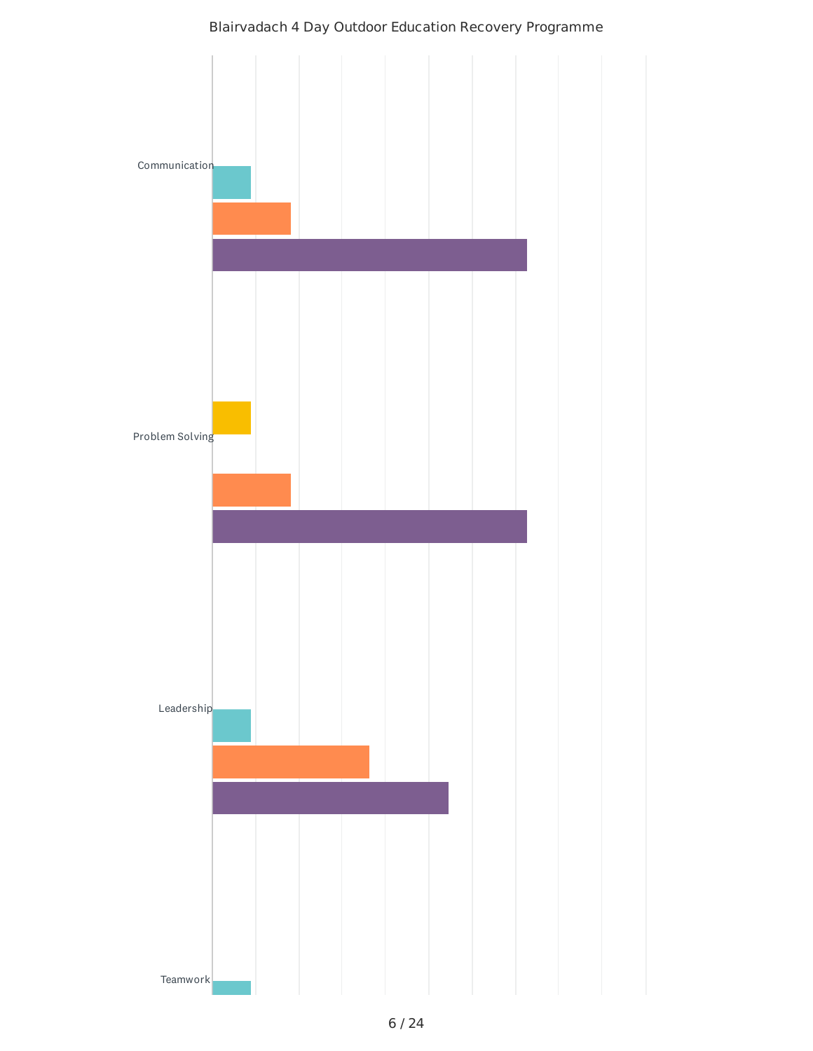Blairvadach 4 Day Outdoor Education Recovery Programme

Communication

Problem Solving

Leadership

Teamwork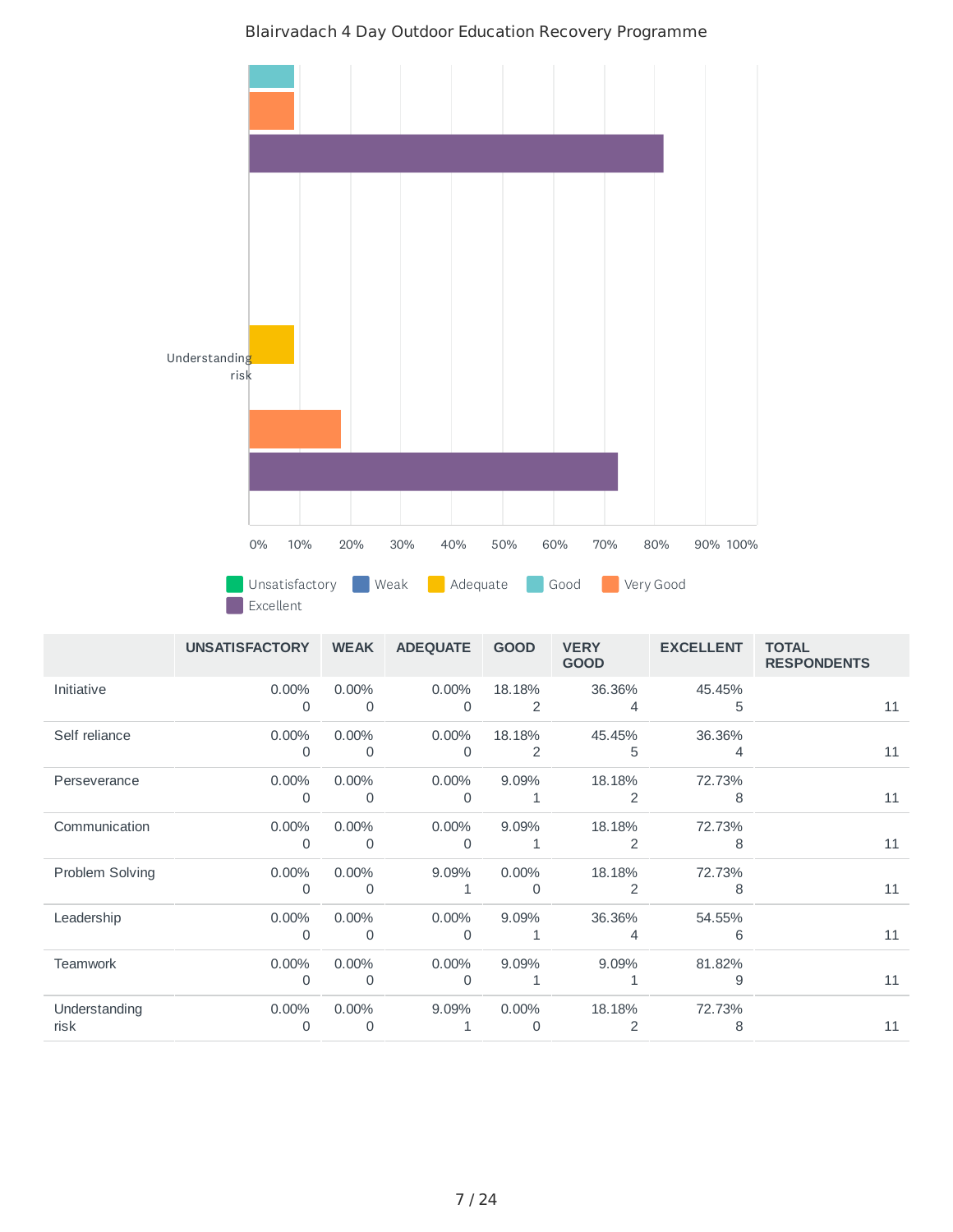Blairvadach 4 Day Outdoor Education Recovery Programme

| | UNSATISFACTORY | WEAK | ADEQUATE | GOOD | VERY GOOD | EXCELLENT | TOTAL RESPONDENTS |
|---|---|---|---|---|---|---|---|
| Initiative | 0.00% 0 | 0.00% 0 | 0.00% 0 | 18.18% 2 | 36.36% 4 | 45.45% 5 | 11 |
| Self reliance | 0.00% 0 | 0.00% 0 | 0.00% 0 | 18.18% 2 | 45.45% 5 | 36.36% 4 | 11 |
| Perseverance | 0.00% 0 | 0.00% 0 | 0.00% 0 | 9.09% 1 | 18.18% 2 | 72.73% 8 | 11 |
| Communication | 0.00% 0 | 0.00% 0 | 0.00% 0 | 9.09% 1 | 18.18% 2 | 72.73% 8 | 11 |
| Problem Solving | 0.00% 0 | 0.00% 0 | 9.09% 1 | 0.00% 0 | 18.18% 2 | 72.73% 8 | 11 |
| Leadership | 0.00% 0 | 0.00% 0 | 0.00% 0 | 9.09% 1 | 36.36% 4 | 54.55% 6 | 11 |
| Teamwork | 0.00% 0 | 0.00% 0 | 0.00% 0 | 9.09% 1 | 9.09% 1 | 81.82% 9 | 11 |
| Understanding risk | 0.00% 0 | 0.00% 0 | 9.09% 1 | 0.00% 0 | 18.18% 2 | 72.73% 8 | 11 |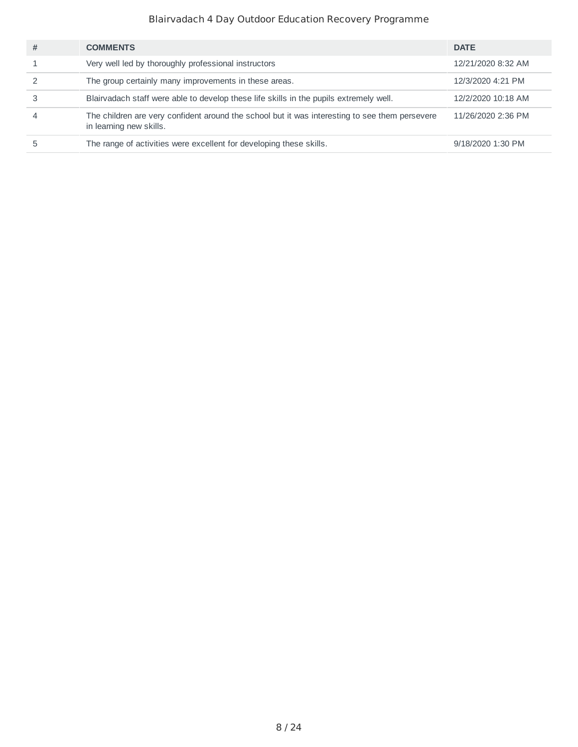| # | COMMENTS | DATE |
|---|---|---|
| 1 | Very well led by thoroughly professional instructors | 12/21/2020 8:32 AM |
| 2 | The group certainly many improvements in these areas. | 12/3/2020 4:21 PM |
| 3 | Blairvadach staff were able to develop these life skills in the pupils extremely well. | 12/2/2020 10:18 AM |
| 4 | The children are very confident around the school but it was interesting to see them persevere in learning new skills. | 11/26/2020 2:36 PM |
| 5 | The range of activities were excellent for developing these skills. | 9/18/2020 1:30 PM |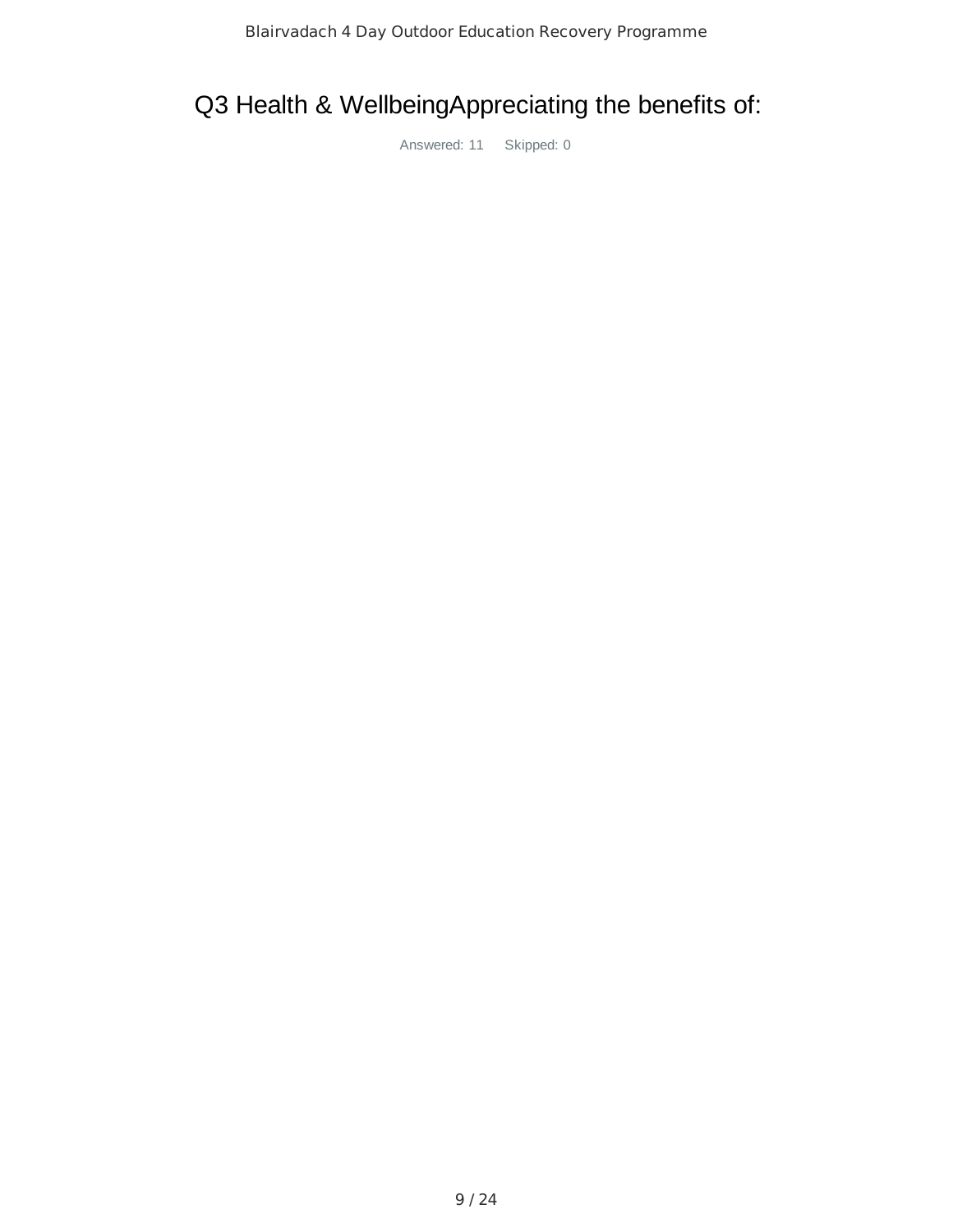# Q3 Health & WellbeingAppreciating the benefits of:

Answered: 11 Skipped: 0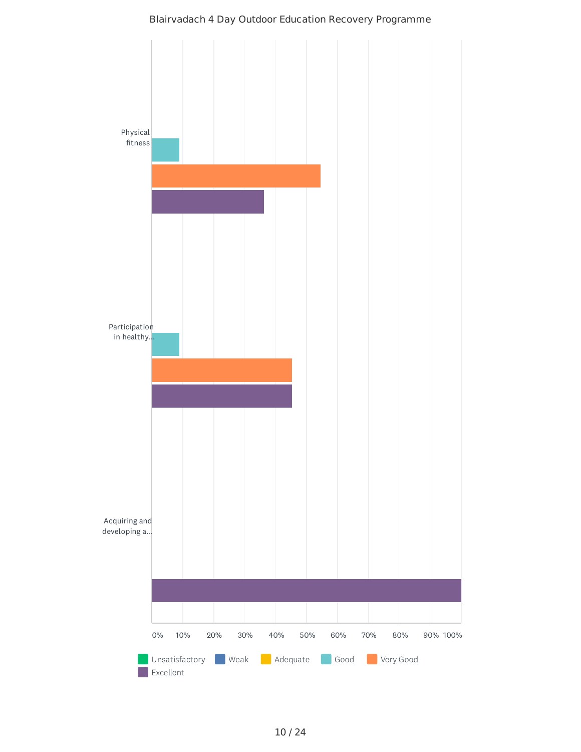## Blairvadach 4 Day Outdoor Education Recovery Programme

| | Unsatisfactory | Weak | Adequate | Good | Very Good | Excellent |
|---|---|---|---|---|---|---|
| Physical fitness | | | | | | |
| Participation in healthy... | | | | | | |
| Acquiring and developing a... | | | | | | |

0% 10% 20% 30% 40% 50% 60% 70% 80% 90% 100%

Unsatisfactory, Weak, Adequate, Good, Very Good, Excellent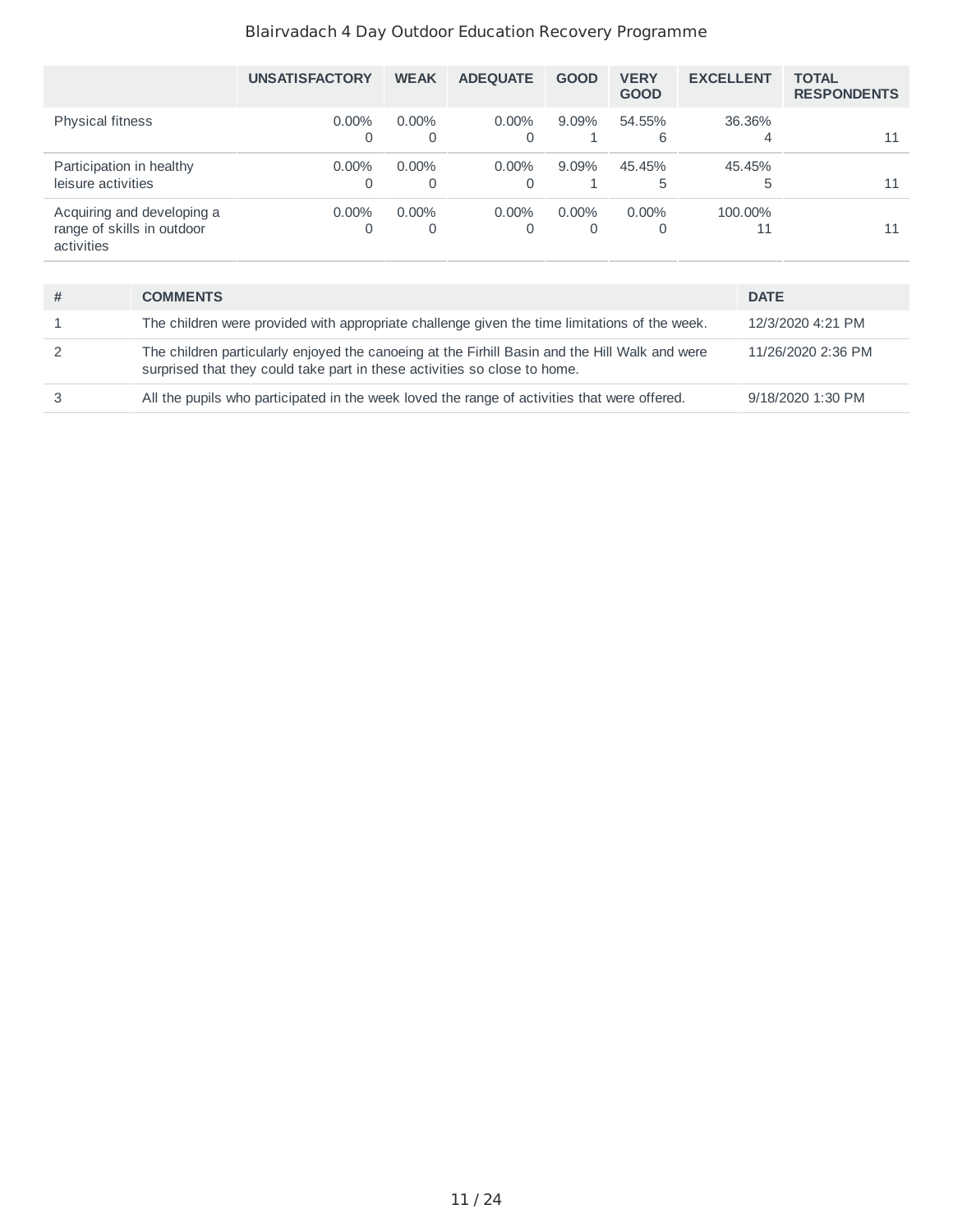Blairvadach 4 Day Outdoor Education Recovery Programme

| | UNSATISFACTORY | WEAK | ADEQUATE | GOOD | VERY GOOD | EXCELLENT | TOTAL RESPONDENTS |
|---|---|---|---|---|---|---|---|
| Physical fitness | 0.00% 0 | 0.00% 0 | 0.00% 0 | 9.09% 1 | 54.55% 6 | 36.36% 4 | 11 |
| Participation in healthy leisure activities | 0.00% 0 | 0.00% 0 | 0.00% 0 | 9.09% 1 | 45.45% 5 | 45.45% 5 | 11 |
| Acquiring and developing a range of skills in outdoor activities | 0.00% 0 | 0.00% 0 | 0.00% 0 | 0.00% 0 | 0.00% 0 | 100.00% 11 | 11 |

| # | COMMENTS | DATE |
|---|---|---|
| 1 | The children were provided with appropriate challenge given the time limitations of the week. | 12/3/2020 4:21 PM |
| 2 | The children particularly enjoyed the canoeing at the Firhill Basin and the Hill Walk and were surprised that they could take part in these activities so close to home. | 11/26/2020 2:36 PM |
| 3 | All the pupils who participated in the week loved the range of activities that were offered. | 9/18/2020 1:30 PM |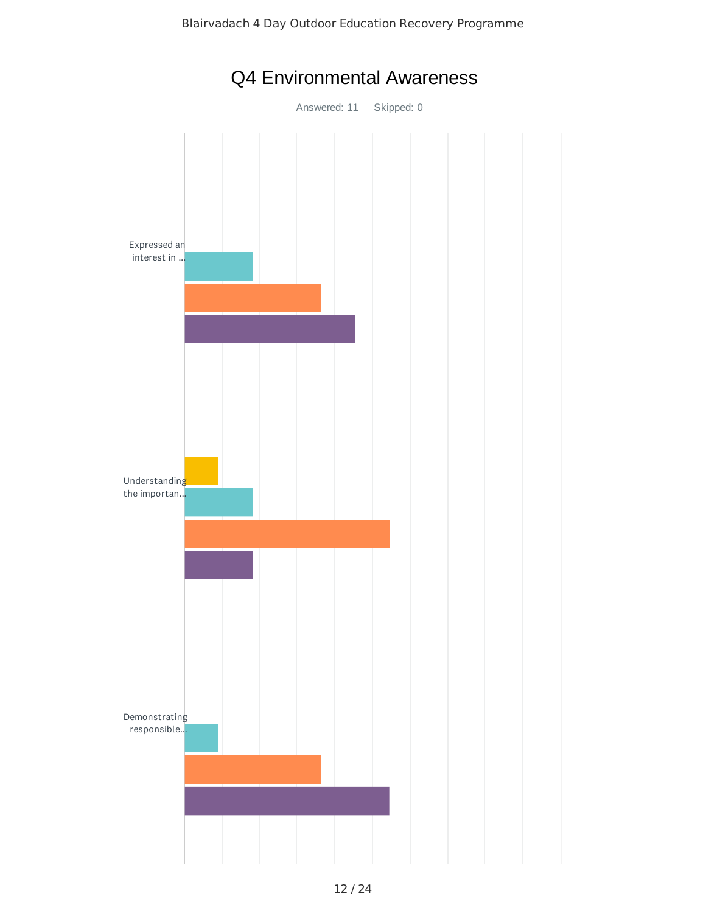## Q4 Environmental Awareness

Answered: 11 Skipped: 0

Expressed an interest in ...

Understanding the importan...

Demonstrating responsible...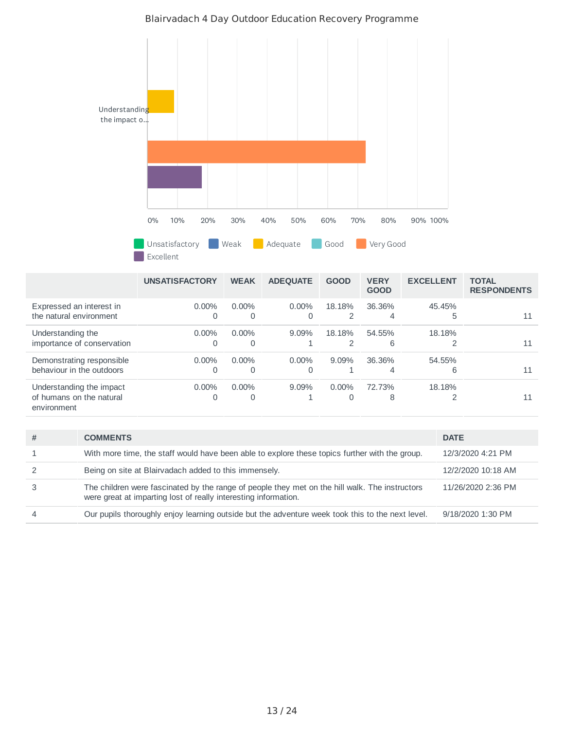Blairvadach 4 Day Outdoor Education Recovery Programme

| | UNSATISFACTORY | WEAK | ADEQUATE | GOOD | VERY GOOD | EXCELLENT | TOTAL RESPONDENTS |
|---|---|---|---|---|---|---|---|
| Expressed an interest in the natural environment | 0.00% 0 | 0.00% 0 | 0.00% 0 | 18.18% 2 | 36.36% 4 | 45.45% 5 | 11 |
| Understanding the importance of conservation | 0.00% 0 | 0.00% 0 | 9.09% 1 | 18.18% 2 | 54.55% 6 | 18.18% 2 | 11 |
| Demonstrating responsible behaviour in the outdoors | 0.00% 0 | 0.00% 0 | 0.00% 0 | 9.09% 1 | 36.36% 4 | 54.55% 6 | 11 |
| Understanding the impact of humans on the natural environment | 0.00% 0 | 0.00% 0 | 9.09% 1 | 0.00% 0 | 72.73% 8 | 18.18% 2 | 11 |

| # | COMMENTS | DATE |
|---|---|---|
| 1 | With more time, the staff would have been able to explore these topics further with the group. | 12/3/2020 4:21 PM |
| 2 | Being on site at Blairvadach added to this immensely. | 12/2/2020 10:18 AM |
| 3 | The children were fascinated by the range of people they met on the hill walk. The instructors were great at imparting lost of really interesting information. | 11/26/2020 2:36 PM |
| 4 | Our pupils thoroughly enjoy learning outside but the adventure week took this to the next level. | 9/18/2020 1:30 PM |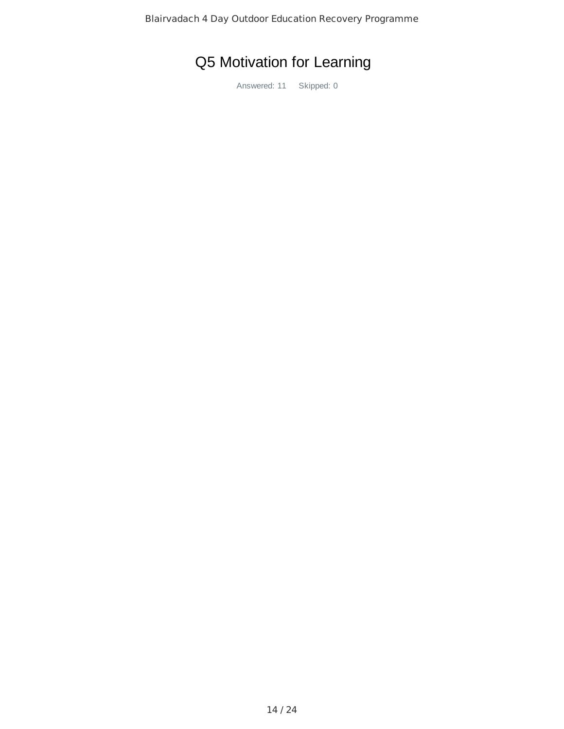# Q5 Motivation for Learning

Answered: 11 Skipped: 0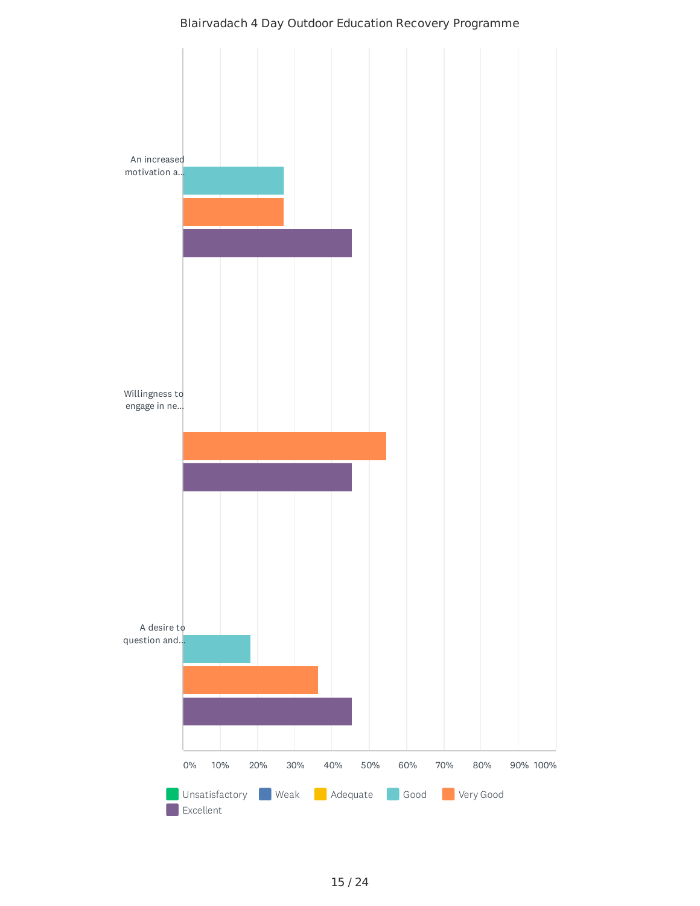Blairvadach 4 Day Outdoor Education Recovery Programme

An increased motivation a...

Willingness to engage in ne...

A desire to question and...

0% 10% 20% 30% 40% 50% 60% 70% 80% 90% 100%

Unsatisfactory Weak Adequate Good Very Good Excellent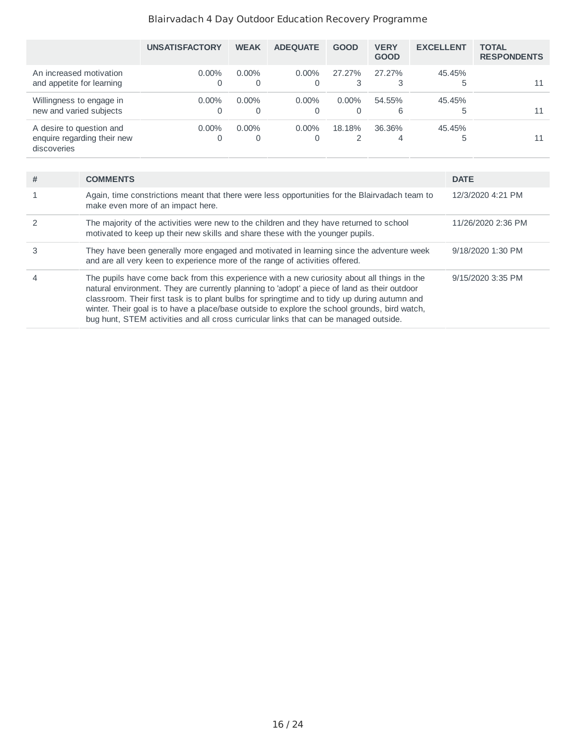Blairvadach 4 Day Outdoor Education Recovery Programme

| | UNSATISFACTORY | WEAK | ADEQUATE | GOOD | VERY GOOD | EXCELLENT | TOTAL RESPONDENTS |
|---|---|---|---|---|---|---|---|
| An increased motivation and appetite for learning | 0.00% 0 | 0.00% 0 | 0.00% 0 | 27.27% 3 | 27.27% 3 | 45.45% 5 | 11 |
| Willingness to engage in new and varied subjects | 0.00% 0 | 0.00% 0 | 0.00% 0 | 0.00% 0 | 54.55% 6 | 45.45% 5 | 11 |
| A desire to question and enquire regarding their new discoveries | 0.00% 0 | 0.00% 0 | 0.00% 0 | 18.18% 2 | 36.36% 4 | 45.45% 5 | 11 |

| # | COMMENTS | DATE |
|---|---|---|
| 1 | Again, time constrictions meant that there were less opportunities for the Blairvadach team to make even more of an impact here. | 12/3/2020 4:21 PM |
| 2 | The majority of the activities were new to the children and they have returned to school motivated to keep up their new skills and share these with the younger pupils. | 11/26/2020 2:36 PM |
| 3 | They have been generally more engaged and motivated in learning since the adventure week and are all very keen to experience more of the range of activities offered. | 9/18/2020 1:30 PM |
| 4 | The pupils have come back from this experience with a new curiosity about all things in the natural environment. They are currently planning to 'adopt' a piece of land as their outdoor classroom. Their first task is to plant bulbs for springtime and to tidy up during autumn and winter. Their goal is to have a place/base outside to explore the school grounds, bird watch, bug hunt, STEM activities and all cross curricular links that can be managed outside. | 9/15/2020 3:35 PM |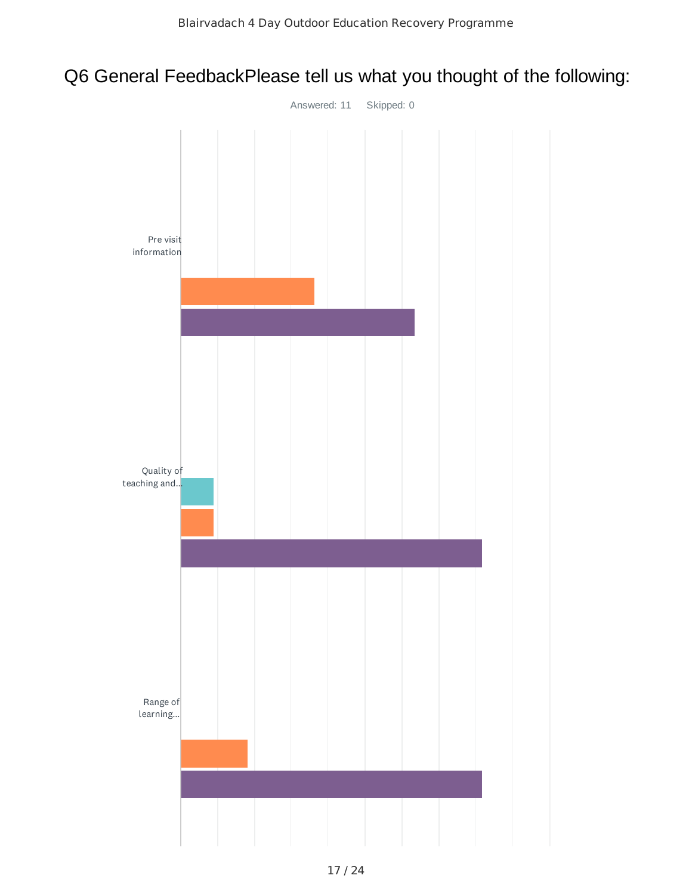Blairvadach 4 Day Outdoor Education Recovery Programme

# Q6 General FeedbackPlease tell us what you thought of the following:

Answered: 11 Skipped: 0

Pre visit information

Quality of teaching and...

Range of learning...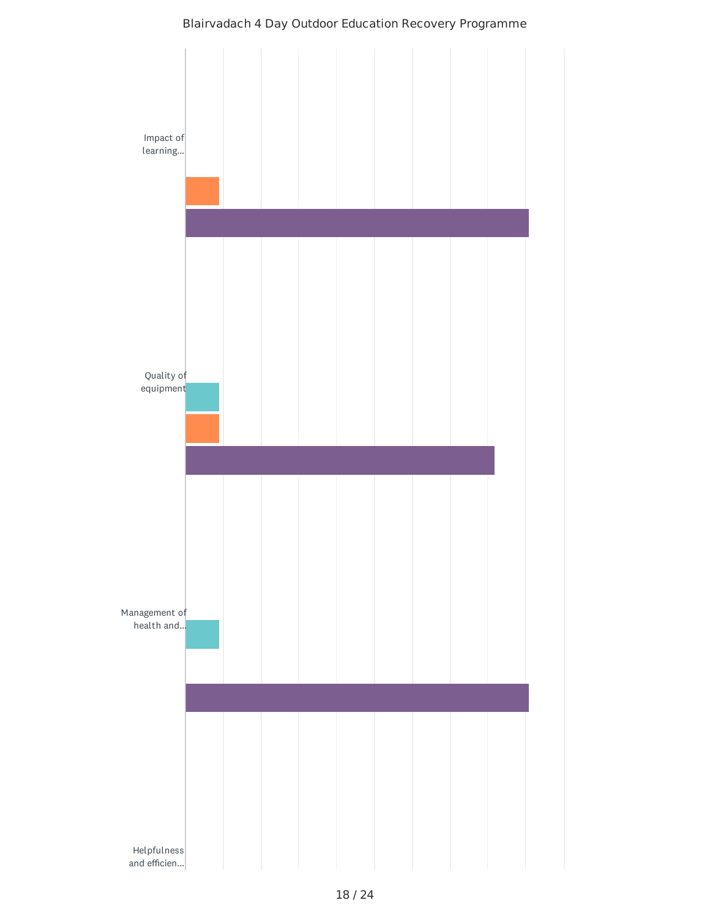Blairvadach 4 Day Outdoor Education Recovery Programme

Impact of learning...

Quality of equipment

Management of health and...

Helpfulness and efficien...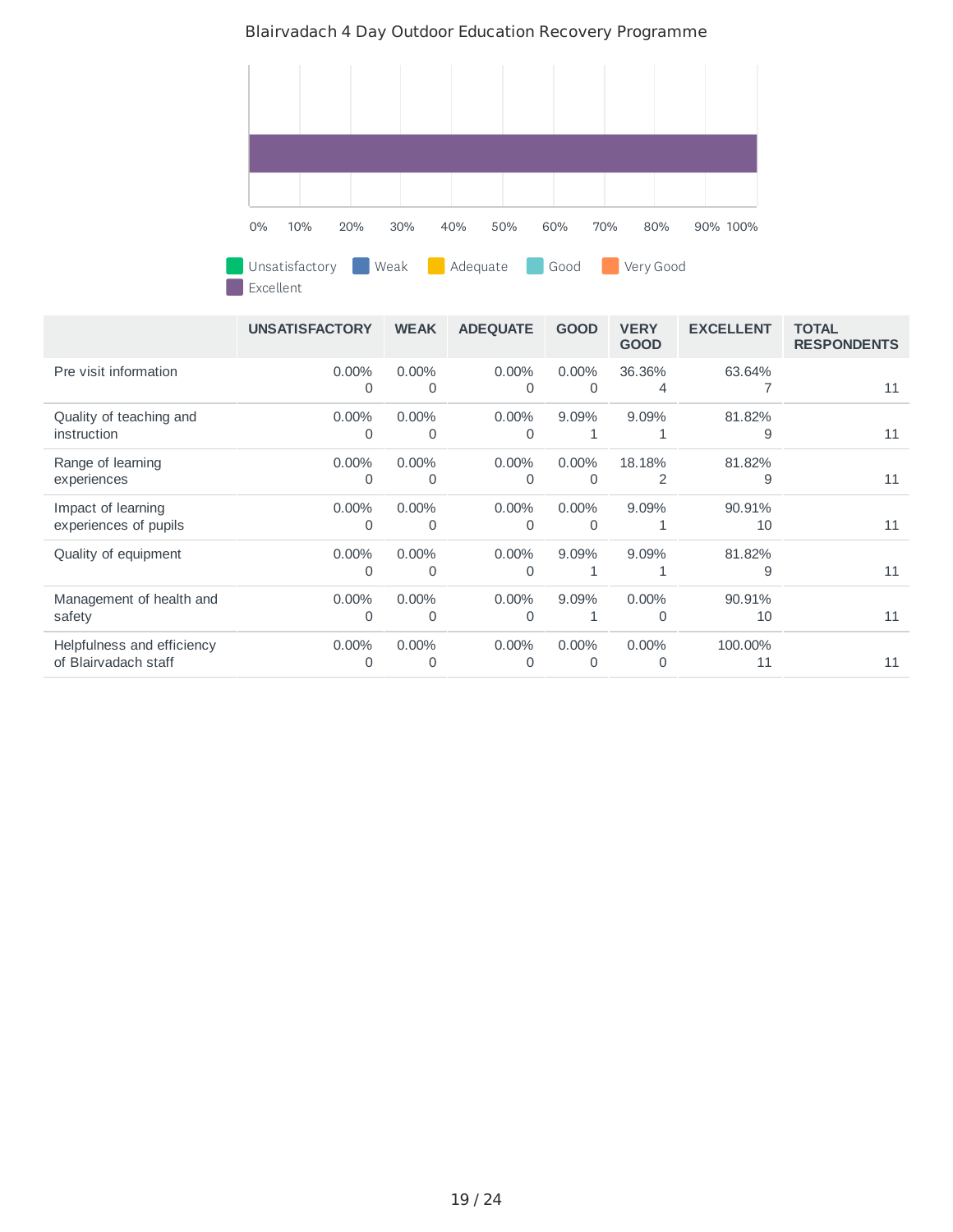## Blairvadach 4 Day Outdoor Education Recovery Programme

Unsatisfactory | Weak | Adequate | Good | Very Good | Excellent

| | UNSATISFACTORY | WEAK | ADEQUATE | GOOD | VERY GOOD | EXCELLENT | TOTAL RESPONDENTS |
|---|---|---|---|---|---|---|---|
| Pre visit information | 0.00%<br>0 | 0.00%<br>0 | 0.00%<br>0 | 0.00%<br>0 | 36.36%<br>4 | 63.64%<br>7 | 11 |
| Quality of teaching and instruction | 0.00%<br>0 | 0.00%<br>0 | 0.00%<br>0 | 9.09%<br>1 | 9.09%<br>1 | 81.82%<br>9 | 11 |
| Range of learning experiences | 0.00%<br>0 | 0.00%<br>0 | 0.00%<br>0 | 0.00%<br>0 | 18.18%<br>2 | 81.82%<br>9 | 11 |
| Impact of learning experiences of pupils | 0.00%<br>0 | 0.00%<br>0 | 0.00%<br>0 | 0.00%<br>0 | 9.09%<br>1 | 90.91%<br>10 | 11 |
| Quality of equipment | 0.00%<br>0 | 0.00%<br>0 | 0.00%<br>0 | 9.09%<br>1 | 9.09%<br>1 | 81.82%<br>9 | 11 |
| Management of health and safety | 0.00%<br>0 | 0.00%<br>0 | 0.00%<br>0 | 9.09%<br>1 | 0.00%<br>0 | 90.91%<br>10 | 11 |
| Helpfulness and efficiency of Blairvadach staff | 0.00%<br>0 | 0.00%<br>0 | 0.00%<br>0 | 0.00%<br>0 | 0.00%<br>0 | 100.00%<br>11 | 11 |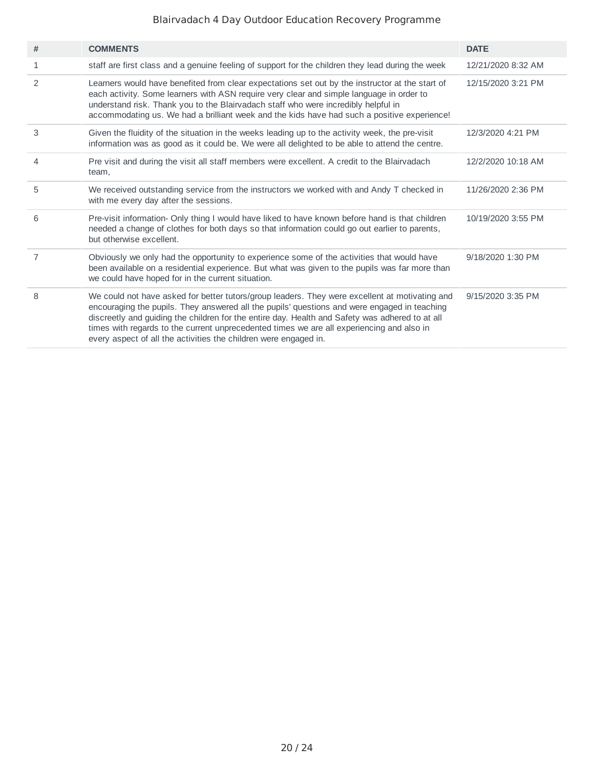| # | COMMENTS | DATE |
|---|---|---|
| 1 | staff are first class and a genuine feeling of support for the children they lead during the week | 12/21/2020 8:32 AM |
| 2 | Learners would have benefited from clear expectations set out by the instructor at the start of each activity. Some learners with ASN require very clear and simple language in order to understand risk. Thank you to the Blairvadach staff who were incredibly helpful in accommodating us. We had a brilliant week and the kids have had such a positive experience! | 12/15/2020 3:21 PM |
| 3 | Given the fluidity of the situation in the weeks leading up to the activity week, the pre-visit information was as good as it could be. We were all delighted to be able to attend the centre. | 12/3/2020 4:21 PM |
| 4 | Pre visit and during the visit all staff members were excellent. A credit to the Blairvadach team, | 12/2/2020 10:18 AM |
| 5 | We received outstanding service from the instructors we worked with and Andy T checked in with me every day after the sessions. | 11/26/2020 2:36 PM |
| 6 | Pre-visit information- Only thing I would have liked to have known before hand is that children needed a change of clothes for both days so that information could go out earlier to parents, but otherwise excellent. | 10/19/2020 3:55 PM |
| 7 | Obviously we only had the opportunity to experience some of the activities that would have been available on a residential experience. But what was given to the pupils was far more than we could have hoped for in the current situation. | 9/18/2020 1:30 PM |
| 8 | We could not have asked for better tutors/group leaders. They were excellent at motivating and encouraging the pupils. They answered all the pupils' questions and were engaged in teaching discreetly and guiding the children for the entire day. Health and Safety was adhered to at all times with regards to the current unprecedented times we are all experiencing and also in every aspect of all the activities the children were engaged in. | 9/15/2020 3:35 PM |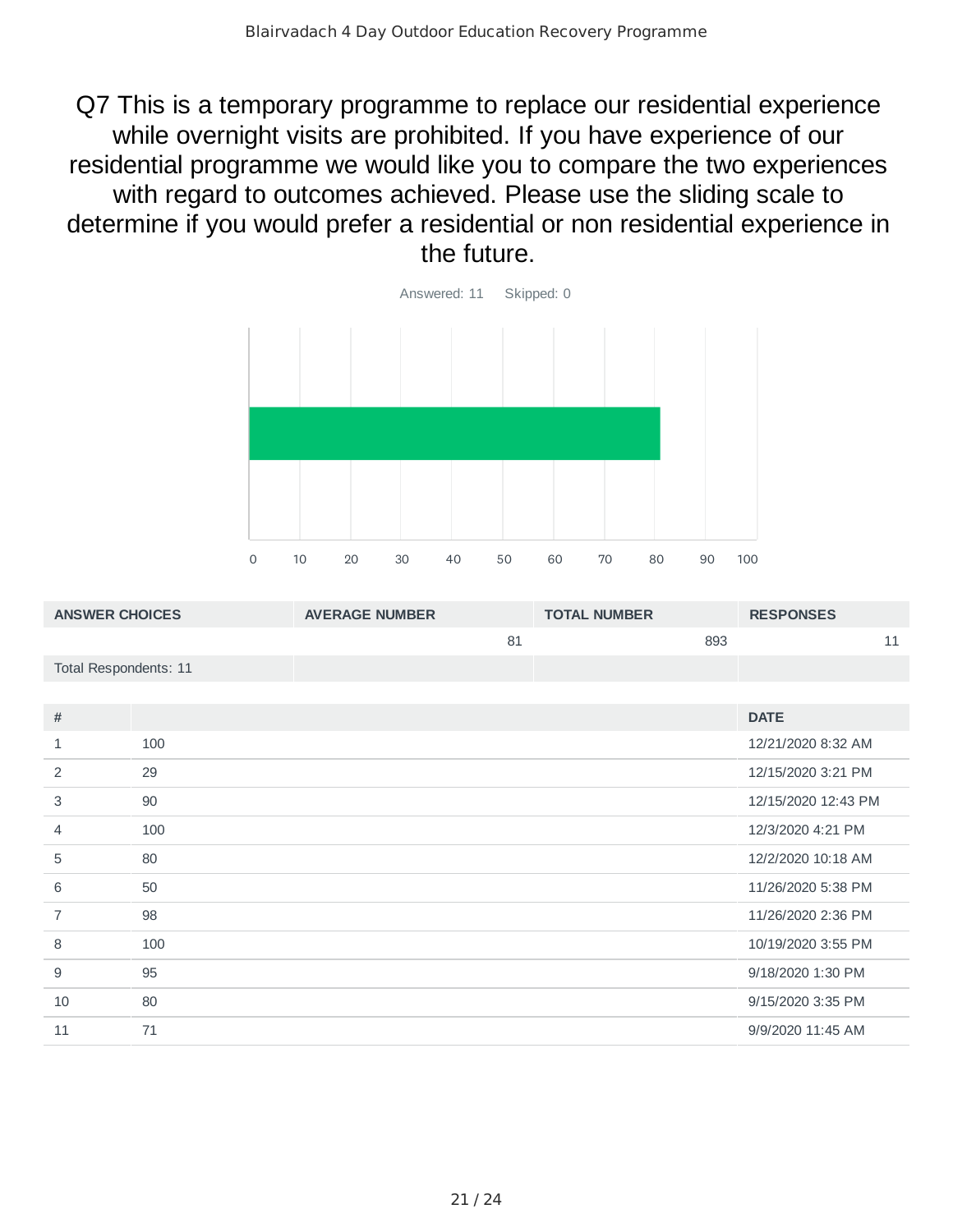# Q7 This is a temporary programme to replace our residential experience while overnight visits are prohibited. If you have experience of our residential programme we would like you to compare the two experiences with regard to outcomes achieved. Please use the sliding scale to determine if you would prefer a residential or non residential experience in the future.

Answered: 11 Skipped: 0

| ANSWER CHOICES | AVERAGE NUMBER | TOTAL NUMBER | RESPONSES |
|---|---|---|---|
| | 81 | 893 | 11 |
| Total Respondents: 11 | | | |

| # | | DATE |
|---|---|---|
| 1 | 100 | 12/21/2020 8:32 AM |
| 2 | 29 | 12/15/2020 3:21 PM |
| 3 | 90 | 12/15/2020 12:43 PM |
| 4 | 100 | 12/3/2020 4:21 PM |
| 5 | 80 | 12/2/2020 10:18 AM |
| 6 | 50 | 11/26/2020 5:38 PM |
| 7 | 98 | 11/26/2020 2:36 PM |
| 8 | 100 | 10/19/2020 3:55 PM |
| 9 | 95 | 9/18/2020 1:30 PM |
| 10 | 80 | 9/15/2020 3:35 PM |
| 11 | 71 | 9/9/2020 11:45 AM |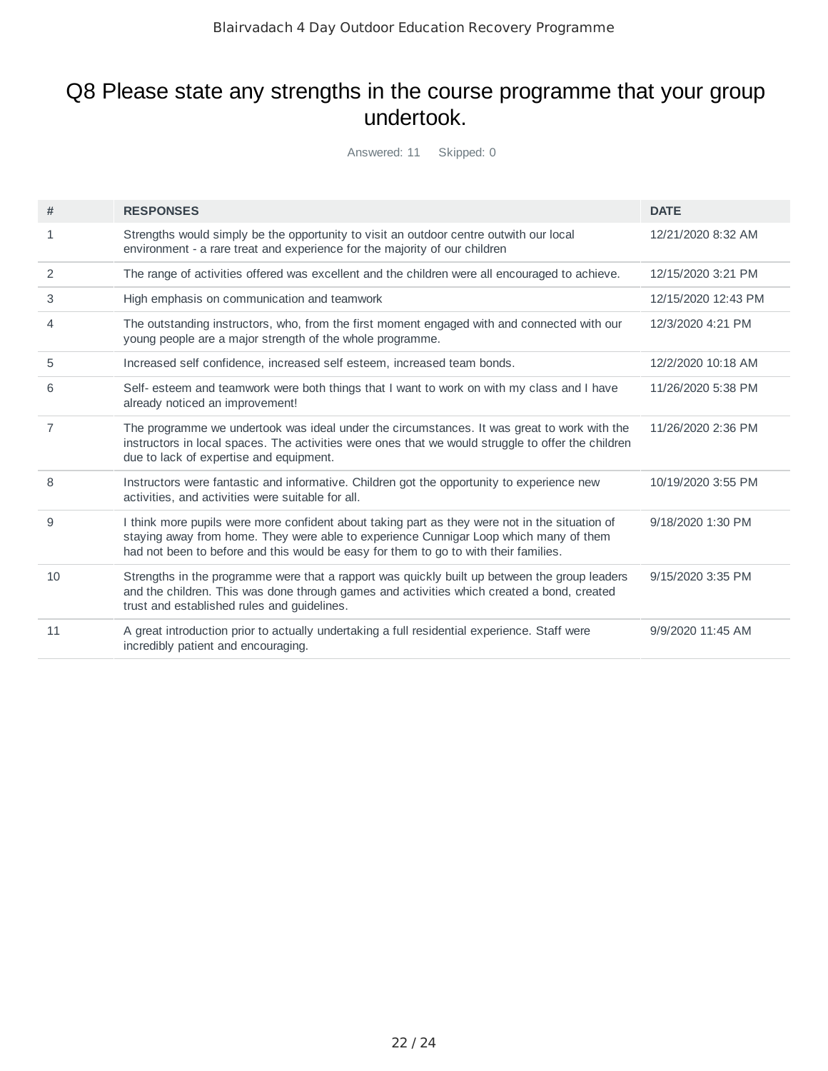# Q8 Please state any strengths in the course programme that your group undertook.

Answered: 11 Skipped: 0

| # | RESPONSES | DATE |
|---|---|---|
| 1 | Strengths would simply be the opportunity to visit an outdoor centre outwith our local environment - a rare treat and experience for the majority of our children | 12/21/2020 8:32 AM |
| 2 | The range of activities offered was excellent and the children were all encouraged to achieve. | 12/15/2020 3:21 PM |
| 3 | High emphasis on communication and teamwork | 12/15/2020 12:43 PM |
| 4 | The outstanding instructors, who, from the first moment engaged with and connected with our young people are a major strength of the whole programme. | 12/3/2020 4:21 PM |
| 5 | Increased self confidence, increased self esteem, increased team bonds. | 12/2/2020 10:18 AM |
| 6 | Self- esteem and teamwork were both things that I want to work on with my class and I have already noticed an improvement! | 11/26/2020 5:38 PM |
| 7 | The programme we undertook was ideal under the circumstances. It was great to work with the instructors in local spaces. The activities were ones that we would struggle to offer the children due to lack of expertise and equipment. | 11/26/2020 2:36 PM |
| 8 | Instructors were fantastic and informative. Children got the opportunity to experience new activities, and activities were suitable for all. | 10/19/2020 3:55 PM |
| 9 | I think more pupils were more confident about taking part as they were not in the situation of staying away from home. They were able to experience Cunnigar Loop which many of them had not been to before and this would be easy for them to go to with their families. | 9/18/2020 1:30 PM |
| 10 | Strengths in the programme were that a rapport was quickly built up between the group leaders and the children. This was done through games and activities which created a bond, created trust and established rules and guidelines. | 9/15/2020 3:35 PM |
| 11 | A great introduction prior to actually undertaking a full residential experience. Staff were incredibly patient and encouraging. | 9/9/2020 11:45 AM |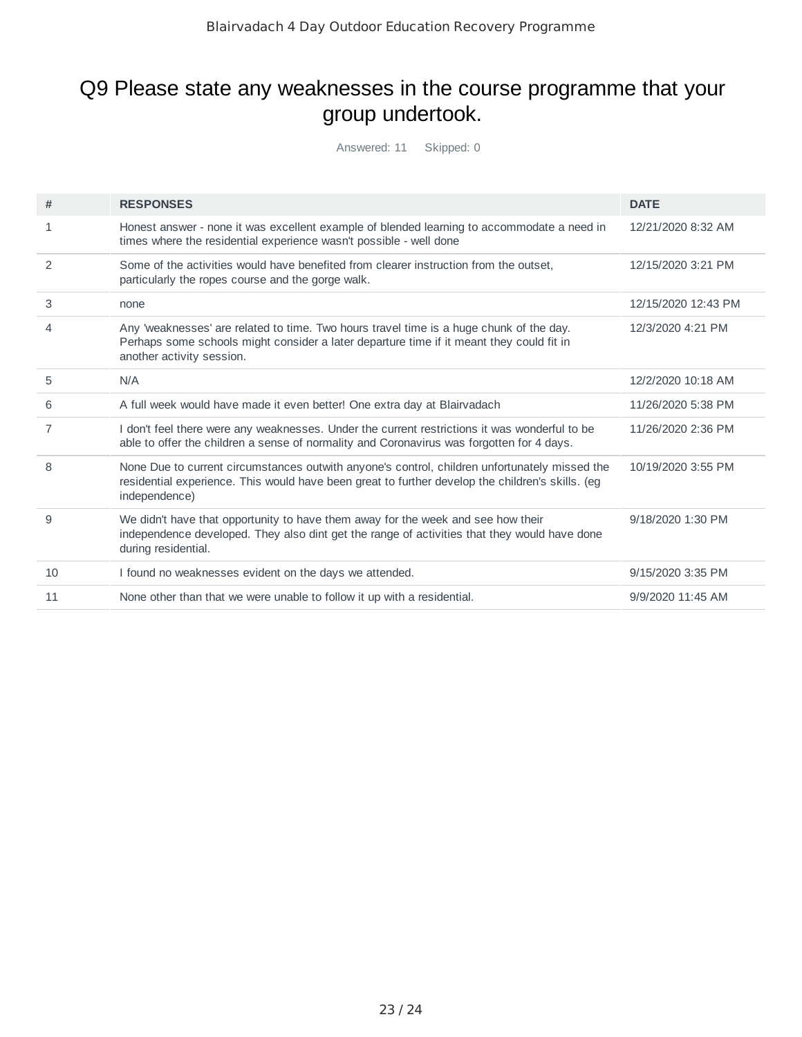## Q9 Please state any weaknesses in the course programme that your group undertook.

Answered: 11 Skipped: 0

| # | RESPONSES | DATE |
|---|---|---|
| 1 | Honest answer - none it was excellent example of blended learning to accommodate a need in times where the residential experience wasn't possible - well done | 12/21/2020 8:32 AM |
| 2 | Some of the activities would have benefited from clearer instruction from the outset, particularly the ropes course and the gorge walk. | 12/15/2020 3:21 PM |
| 3 | none | 12/15/2020 12:43 PM |
| 4 | Any 'weaknesses' are related to time. Two hours travel time is a huge chunk of the day. Perhaps some schools might consider a later departure time if it meant they could fit in another activity session. | 12/3/2020 4:21 PM |
| 5 | N/A | 12/2/2020 10:18 AM |
| 6 | A full week would have made it even better! One extra day at Blairvadach | 11/26/2020 5:38 PM |
| 7 | I don't feel there were any weaknesses. Under the current restrictions it was wonderful to be able to offer the children a sense of normality and Coronavirus was forgotten for 4 days. | 11/26/2020 2:36 PM |
| 8 | None Due to current circumstances outwith anyone's control, children unfortunately missed the residential experience. This would have been great to further develop the children's skills. (eg independence) | 10/19/2020 3:55 PM |
| 9 | We didn't have that opportunity to have them away for the week and see how their independence developed. They also dint get the range of activities that they would have done during residential. | 9/18/2020 1:30 PM |
| 10 | I found no weaknesses evident on the days we attended. | 9/15/2020 3:35 PM |
| 11 | None other than that we were unable to follow it up with a residential. | 9/9/2020 11:45 AM |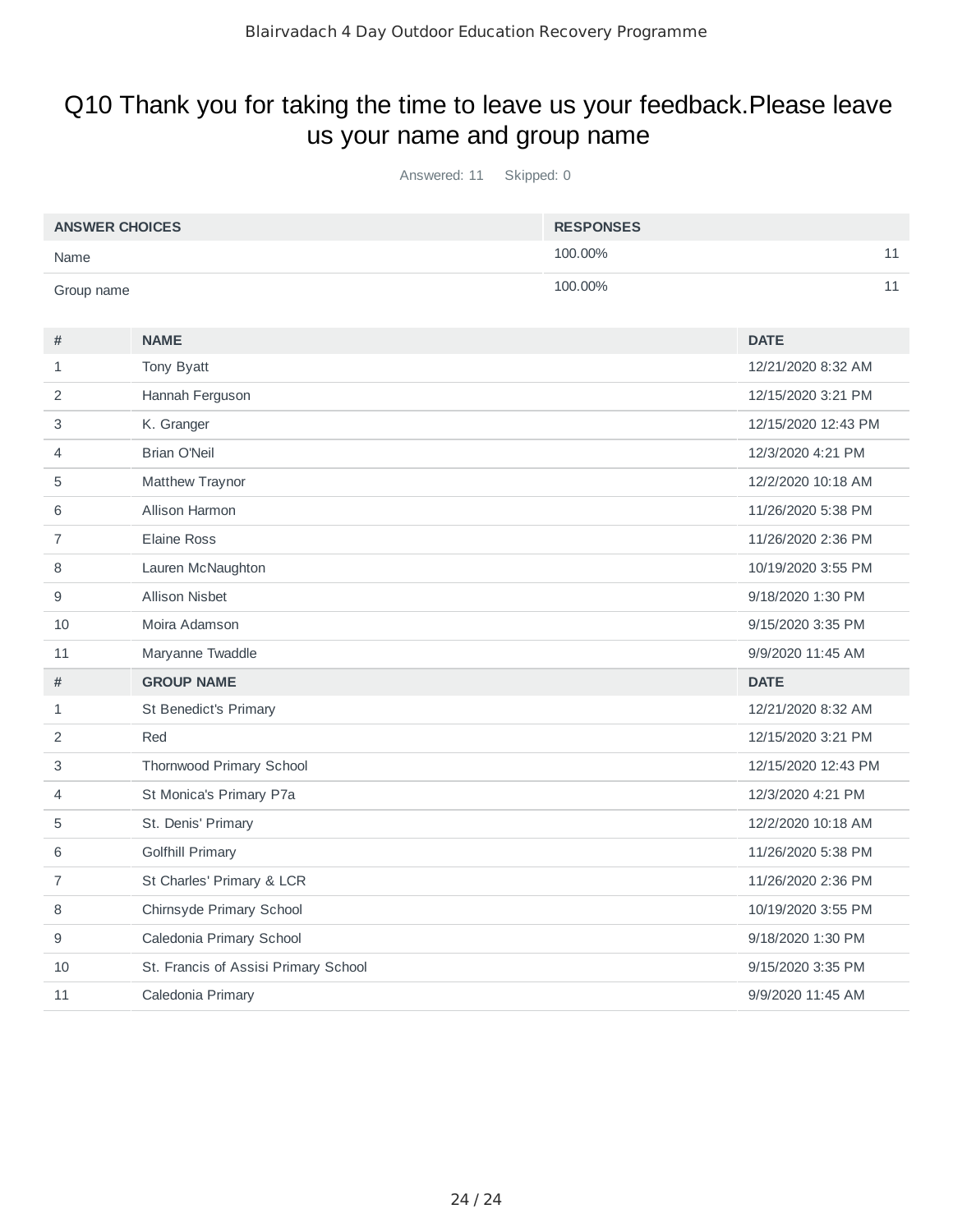# Q10 Thank you for taking the time to leave us your feedback.Please leave us your name and group name

Answered: 11 Skipped: 0

| ANSWER CHOICES | RESPONSES | |
|---|---|---|
| Name | 100.00% | 11 |
| Group name | 100.00% | 11 |

| # | NAME | DATE |
|---|---|---|
| 1 | Tony Byatt | 12/21/2020 8:32 AM |
| 2 | Hannah Ferguson | 12/15/2020 3:21 PM |
| 3 | K. Granger | 12/15/2020 12:43 PM |
| 4 | Brian O'Neil | 12/3/2020 4:21 PM |
| 5 | Matthew Traynor | 12/2/2020 10:18 AM |
| 6 | Allison Harmon | 11/26/2020 5:38 PM |
| 7 | Elaine Ross | 11/26/2020 2:36 PM |
| 8 | Lauren McNaughton | 10/19/2020 3:55 PM |
| 9 | Allison Nisbet | 9/18/2020 1:30 PM |
| 10 | Moira Adamson | 9/15/2020 3:35 PM |
| 11 | Maryanne Twaddle | 9/9/2020 11:45 AM |

| # | GROUP NAME | DATE |
|---|---|---|
| 1 | St Benedict's Primary | 12/21/2020 8:32 AM |
| 2 | Red | 12/15/2020 3:21 PM |
| 3 | Thornwood Primary School | 12/15/2020 12:43 PM |
| 4 | St Monica's Primary P7a | 12/3/2020 4:21 PM |
| 5 | St. Denis' Primary | 12/2/2020 10:18 AM |
| 6 | Golfhill Primary | 11/26/2020 5:38 PM |
| 7 | St Charles' Primary & LCR | 11/26/2020 2:36 PM |
| 8 | Chirnsyde Primary School | 10/19/2020 3:55 PM |
| 9 | Caledonia Primary School | 9/18/2020 1:30 PM |
| 10 | St. Francis of Assisi Primary School | 9/15/2020 3:35 PM |
| 11 | Caledonia Primary | 9/9/2020 11:45 AM |